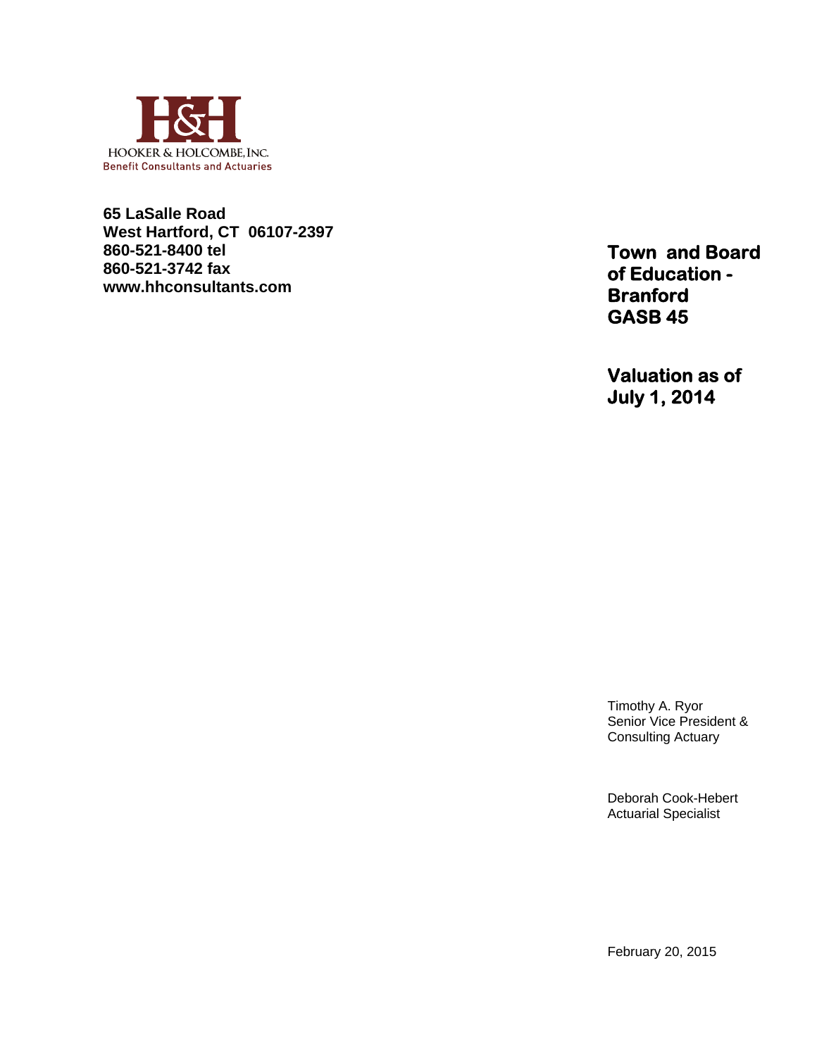HOOKER & HOLCOMBE, INC.
Benefit Consultants and Actuaries

**65 LaSalle Road**
**West Hartford, CT 06107-2397**
**860-521-8400 tel**
**860-521-3742 fax**
**www.hhconsultants.com**

# Town and Board of Education - Branford GASB 45

# Valuation as of July 1, 2014

Timothy A. Ryor
Senior Vice President &
Consulting Actuary

Deborah Cook-Hebert
Actuarial Specialist

February 20, 2015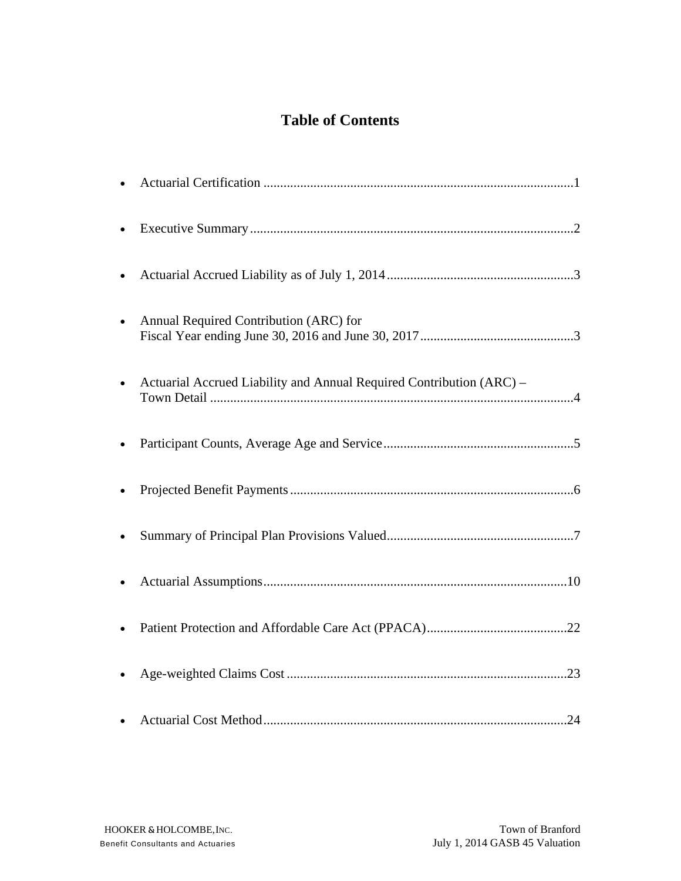# Table of Contents

- Actuarial Certification ........................................................................................1
- Executive Summary ..............................................................................................2
- Actuarial Accrued Liability as of July 1, 2014 ......................................................3
- Annual Required Contribution (ARC) for Fiscal Year ending June 30, 2016 and June 30, 2017 ...........................................3
- Actuarial Accrued Liability and Annual Required Contribution (ARC) – Town Detail ..............................................................................................................4
- Participant Counts, Average Age and Service .......................................................5
- Projected Benefit Payments ...................................................................................6
- Summary of Principal Plan Provisions Valued .......................................................7
- Actuarial Assumptions .........................................................................................10
- Patient Protection and Affordable Care Act (PPACA) .........................................22
- Age-weighted Claims Cost ..................................................................................23
- Actuarial Cost Method .........................................................................................24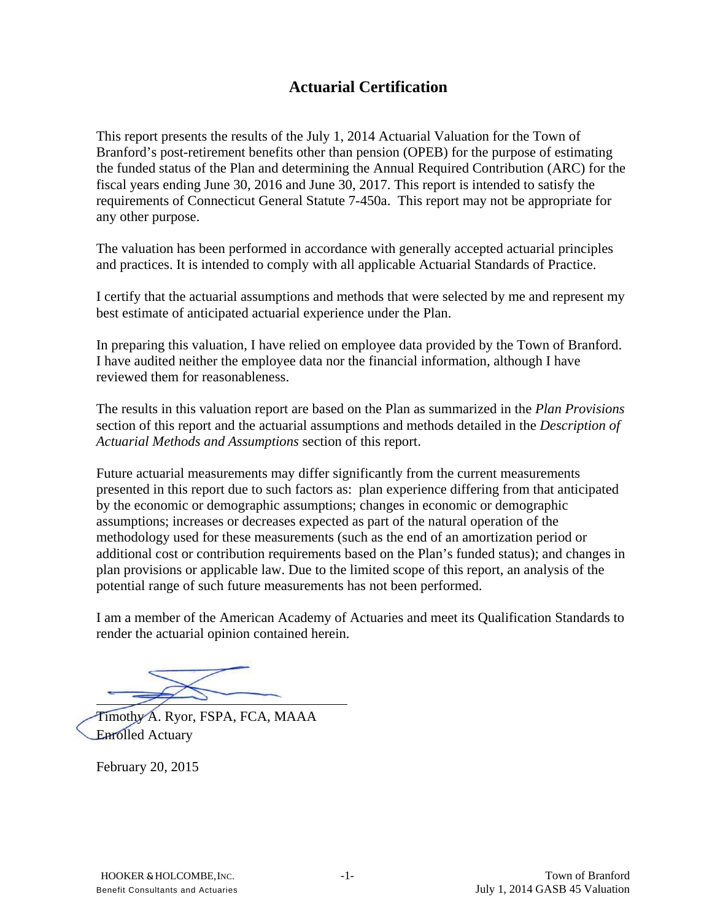# Actuarial Certification

This report presents the results of the July 1, 2014 Actuarial Valuation for the Town of Branford's post-retirement benefits other than pension (OPEB) for the purpose of estimating the funded status of the Plan and determining the Annual Required Contribution (ARC) for the fiscal years ending June 30, 2016 and June 30, 2017. This report is intended to satisfy the requirements of Connecticut General Statute 7-450a. This report may not be appropriate for any other purpose.

The valuation has been performed in accordance with generally accepted actuarial principles and practices. It is intended to comply with all applicable Actuarial Standards of Practice.

I certify that the actuarial assumptions and methods that were selected by me and represent my best estimate of anticipated actuarial experience under the Plan.

In preparing this valuation, I have relied on employee data provided by the Town of Branford. I have audited neither the employee data nor the financial information, although I have reviewed them for reasonableness.

The results in this valuation report are based on the Plan as summarized in the *Plan Provisions* section of this report and the actuarial assumptions and methods detailed in the *Description of Actuarial Methods and Assumptions* section of this report.

Future actuarial measurements may differ significantly from the current measurements presented in this report due to such factors as: plan experience differing from that anticipated by the economic or demographic assumptions; changes in economic or demographic assumptions; increases or decreases expected as part of the natural operation of the methodology used for these measurements (such as the end of an amortization period or additional cost or contribution requirements based on the Plan's funded status); and changes in plan provisions or applicable law. Due to the limited scope of this report, an analysis of the potential range of such future measurements has not been performed.

I am a member of the American Academy of Actuaries and meet its Qualification Standards to render the actuarial opinion contained herein.

Timothy A. Ryor, FSPA, FCA, MAAA
Enrolled Actuary

February 20, 2015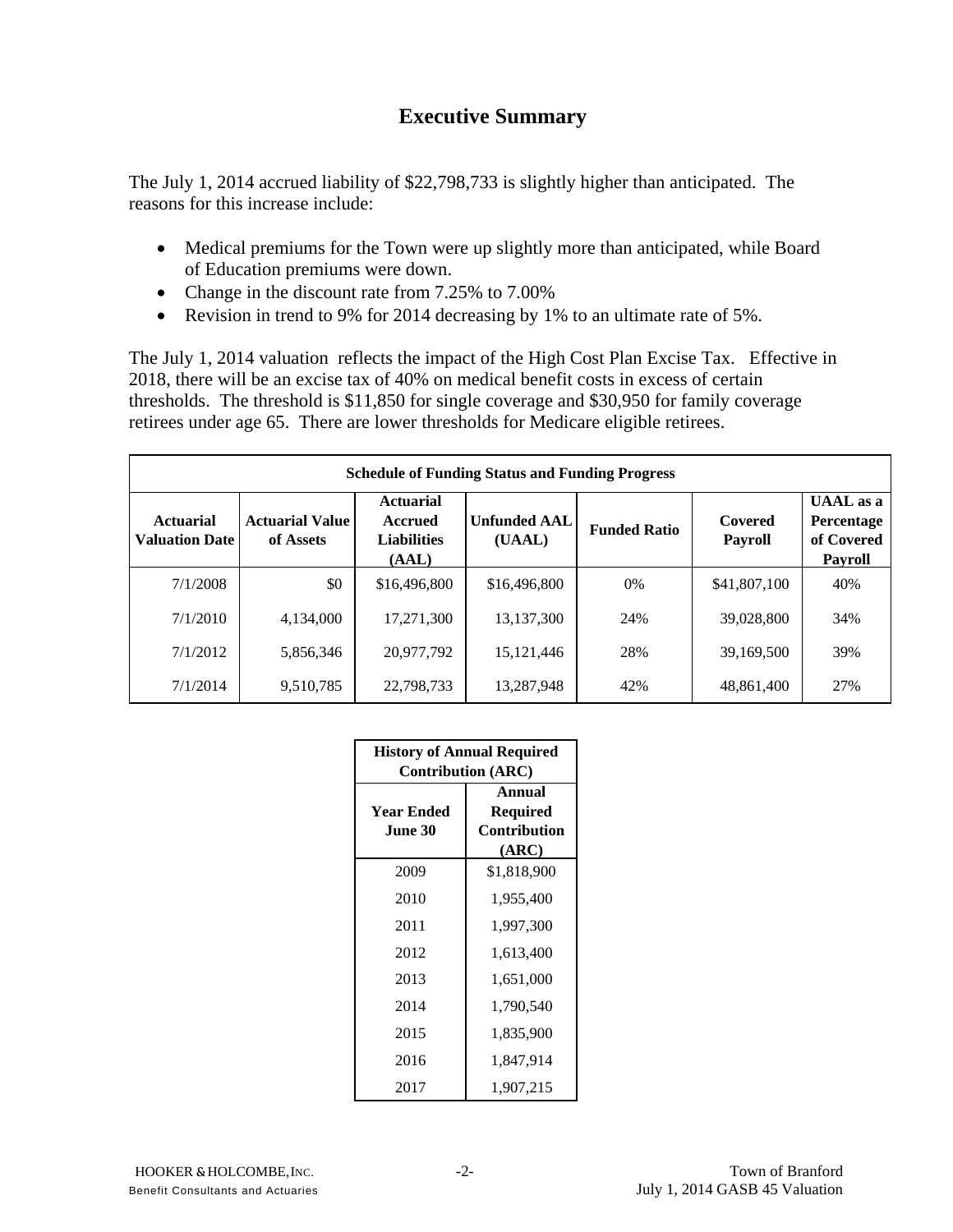# Executive Summary

The July 1, 2014 accrued liability of $22,798,733 is slightly higher than anticipated. The reasons for this increase include:

- Medical premiums for the Town were up slightly more than anticipated, while Board of Education premiums were down.
- Change in the discount rate from 7.25% to 7.00%
- Revision in trend to 9% for 2014 decreasing by 1% to an ultimate rate of 5%.

The July 1, 2014 valuation reflects the impact of the High Cost Plan Excise Tax. Effective in 2018, there will be an excise tax of 40% on medical benefit costs in excess of certain thresholds. The threshold is $11,850 for single coverage and $30,950 for family coverage retirees under age 65. There are lower thresholds for Medicare eligible retirees.

**Schedule of Funding Status and Funding Progress**

| Actuarial Valuation Date | Actuarial Value of Assets | Actuarial Accrued Liabilities (AAL) | Unfunded AAL (UAAL) | Funded Ratio | Covered Payroll | UAAL as a Percentage of Covered Payroll |
|---|---|---|---|---|---|---|
| 7/1/2008 | $0 | $16,496,800 | $16,496,800 | 0% | $41,807,100 | 40% |
| 7/1/2010 | 4,134,000 | 17,271,300 | 13,137,300 | 24% | 39,028,800 | 34% |
| 7/1/2012 | 5,856,346 | 20,977,792 | 15,121,446 | 28% | 39,169,500 | 39% |
| 7/1/2014 | 9,510,785 | 22,798,733 | 13,287,948 | 42% | 48,861,400 | 27% |

**History of Annual Required Contribution (ARC)**

| Year Ended June 30 | Annual Required Contribution (ARC) |
|---|---|
| 2009 | $1,818,900 |
| 2010 | 1,955,400 |
| 2011 | 1,997,300 |
| 2012 | 1,613,400 |
| 2013 | 1,651,000 |
| 2014 | 1,790,540 |
| 2015 | 1,835,900 |
| 2016 | 1,847,914 |
| 2017 | 1,907,215 |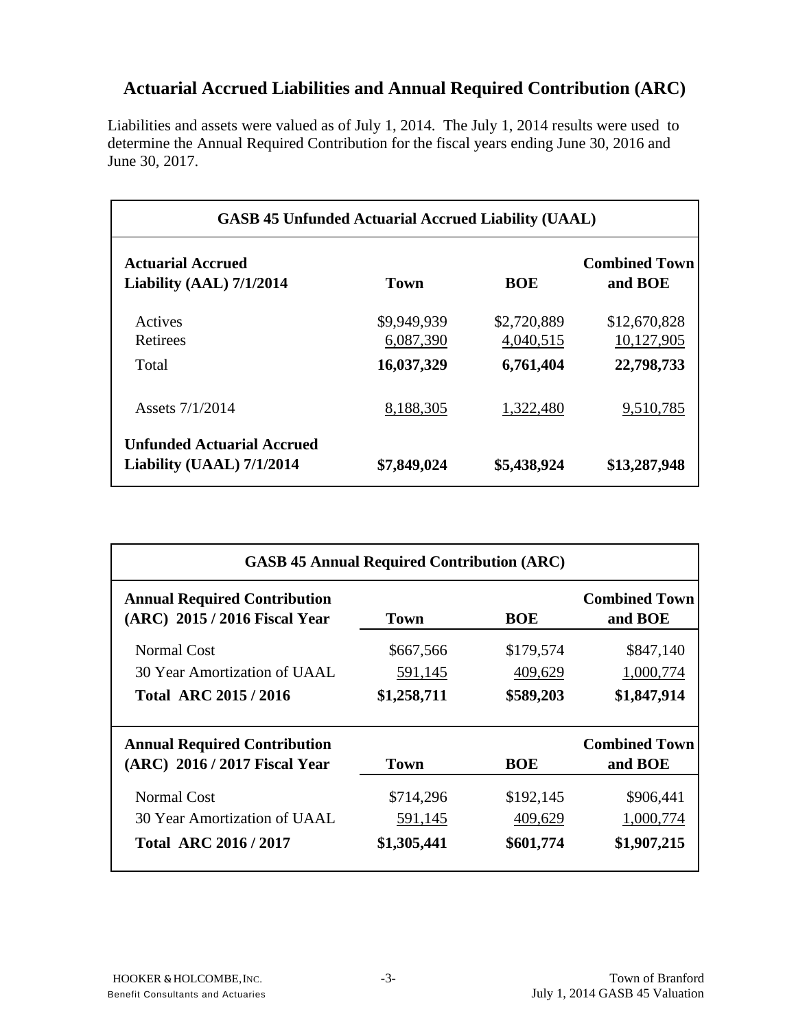## Actuarial Accrued Liabilities and Annual Required Contribution (ARC)

Liabilities and assets were valued as of July 1, 2014. The July 1, 2014 results were used to determine the Annual Required Contribution for the fiscal years ending June 30, 2016 and June 30, 2017.

**GASB 45 Unfunded Actuarial Accrued Liability (UAAL)**

| **Actuarial Accrued Liability (AAL) 7/1/2014** | **Town** | **BOE** | **Combined Town and BOE** |
|---|---|---|---|
| Actives | $9,949,939 | $2,720,889 | $12,670,828 |
| Retirees | 6,087,390 | 4,040,515 | 10,127,905 |
| Total | **16,037,329** | **6,761,404** | **22,798,733** |
| Assets 7/1/2014 | 8,188,305 | 1,322,480 | 9,510,785 |
| **Unfunded Actuarial Accrued Liability (UAAL) 7/1/2014** | **$7,849,024** | **$5,438,924** | **$13,287,948** |

**GASB 45 Annual Required Contribution (ARC)**

| **Annual Required Contribution (ARC) 2015 / 2016 Fiscal Year** | **Town** | **BOE** | **Combined Town and BOE** |
|---|---|---|---|
| Normal Cost | $667,566 | $179,574 | $847,140 |
| 30 Year Amortization of UAAL | 591,145 | 409,629 | 1,000,774 |
| **Total ARC 2015 / 2016** | **$1,258,711** | **$589,203** | **$1,847,914** |
| **Annual Required Contribution (ARC) 2016 / 2017 Fiscal Year** | **Town** | **BOE** | **Combined Town and BOE** |
| Normal Cost | $714,296 | $192,145 | $906,441 |
| 30 Year Amortization of UAAL | 591,145 | 409,629 | 1,000,774 |
| **Total ARC 2016 / 2017** | **$1,305,441** | **$601,774** | **$1,907,215** |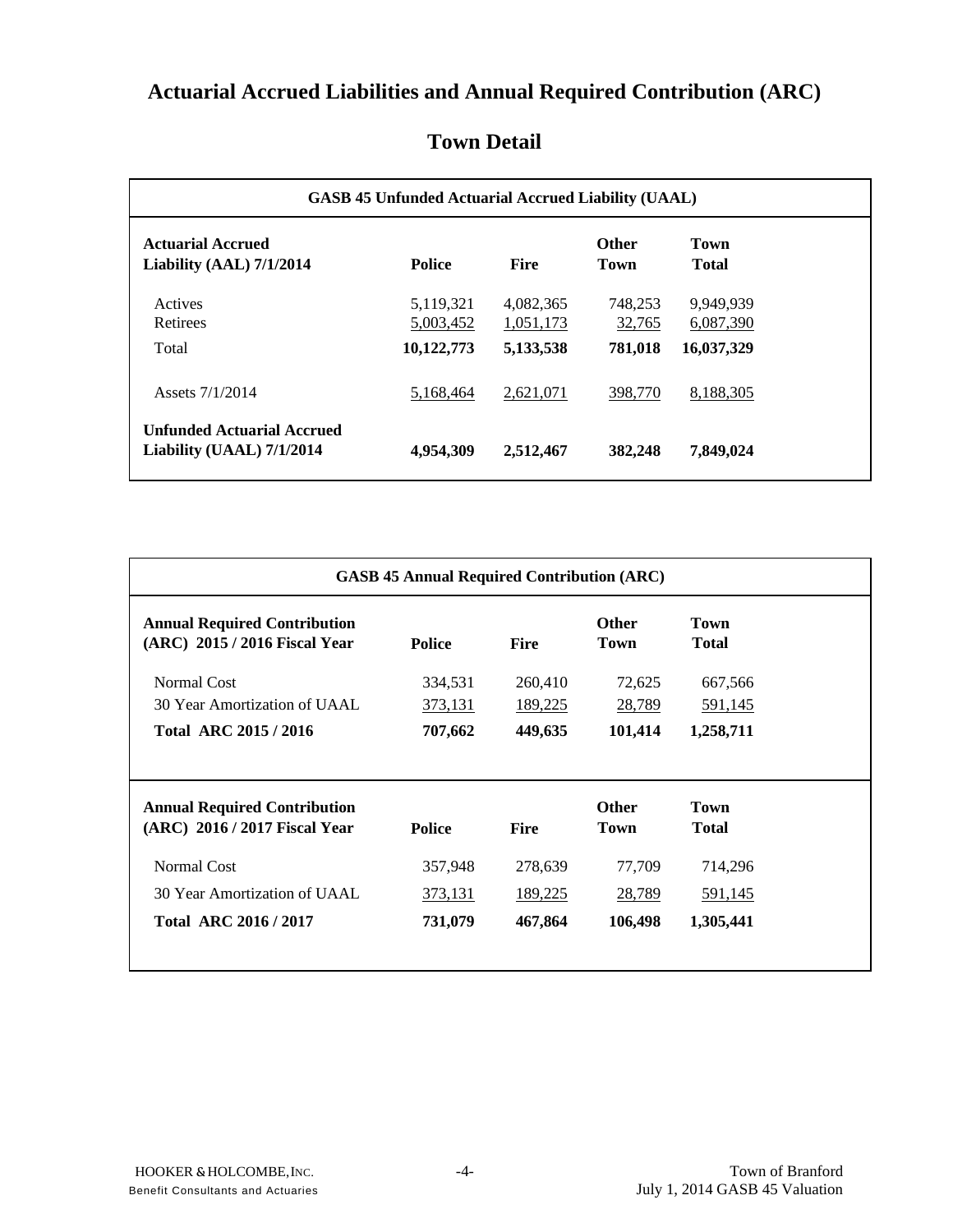# Actuarial Accrued Liabilities and Annual Required Contribution (ARC)

## Town Detail

| GASB 45 Unfunded Actuarial Accrued Liability (UAAL) | | | | |
|---|---|---|---|---|
| **Actuarial Accrued Liability (AAL) 7/1/2014** | **Police** | **Fire** | **Other Town** | **Town Total** |
| Actives | 5,119,321 | 4,082,365 | 748,253 | 9,949,939 |
| Retirees | 5,003,452 | 1,051,173 | 32,765 | 6,087,390 |
| Total | **10,122,773** | **5,133,538** | **781,018** | **16,037,329** |
| Assets 7/1/2014 | 5,168,464 | 2,621,071 | 398,770 | 8,188,305 |
| **Unfunded Actuarial Accrued Liability (UAAL) 7/1/2014** | **4,954,309** | **2,512,467** | **382,248** | **7,849,024** |

| GASB 45 Annual Required Contribution (ARC) | | | | |
|---|---|---|---|---|
| **Annual Required Contribution (ARC) 2015 / 2016 Fiscal Year** | **Police** | **Fire** | **Other Town** | **Town Total** |
| Normal Cost | 334,531 | 260,410 | 72,625 | 667,566 |
| 30 Year Amortization of UAAL | 373,131 | 189,225 | 28,789 | 591,145 |
| **Total ARC 2015 / 2016** | **707,662** | **449,635** | **101,414** | **1,258,711** |
| **Annual Required Contribution (ARC) 2016 / 2017 Fiscal Year** | **Police** | **Fire** | **Other Town** | **Town Total** |
| Normal Cost | 357,948 | 278,639 | 77,709 | 714,296 |
| 30 Year Amortization of UAAL | 373,131 | 189,225 | 28,789 | 591,145 |
| **Total ARC 2016 / 2017** | **731,079** | **467,864** | **106,498** | **1,305,441** |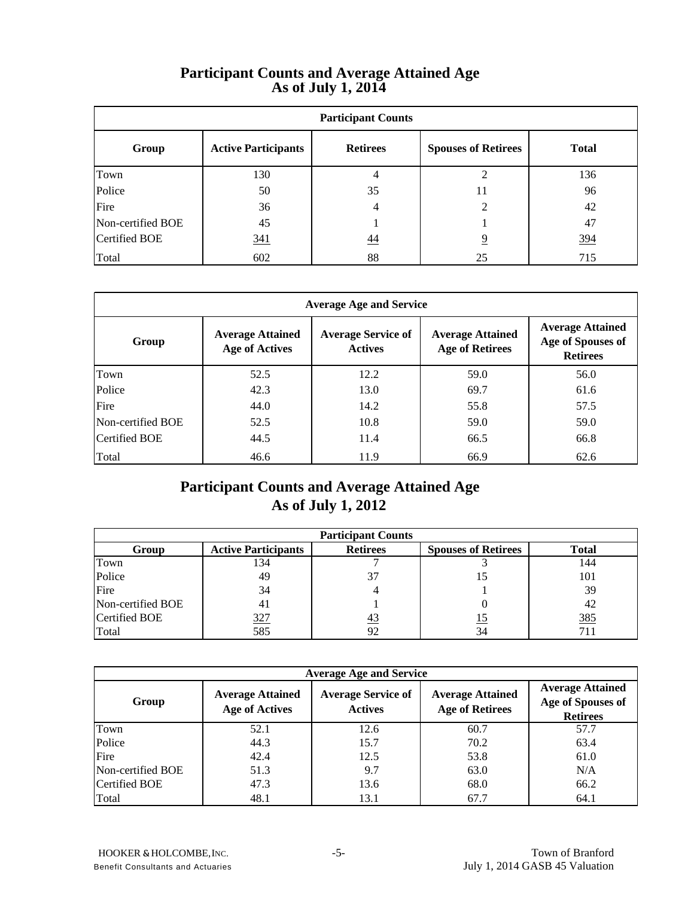## Participant Counts and Average Attained Age
## As of July 1, 2014

| Participant Counts | | | | |
|---|---|---|---|---|
| **Group** | **Active Participants** | **Retirees** | **Spouses of Retirees** | **Total** |
| Town | 130 | 4 | 2 | 136 |
| Police | 50 | 35 | 11 | 96 |
| Fire | 36 | 4 | 2 | 42 |
| Non-certified BOE | 45 | 1 | 1 | 47 |
| Certified BOE | 341 | 44 | 9 | 394 |
| Total | 602 | 88 | 25 | 715 |

| Average Age and Service | | | | |
|---|---|---|---|---|
| **Group** | **Average Attained Age of Actives** | **Average Service of Actives** | **Average Attained Age of Retirees** | **Average Attained Age of Spouses of Retirees** |
| Town | 52.5 | 12.2 | 59.0 | 56.0 |
| Police | 42.3 | 13.0 | 69.7 | 61.6 |
| Fire | 44.0 | 14.2 | 55.8 | 57.5 |
| Non-certified BOE | 52.5 | 10.8 | 59.0 | 59.0 |
| Certified BOE | 44.5 | 11.4 | 66.5 | 66.8 |
| Total | 46.6 | 11.9 | 66.9 | 62.6 |

## Participant Counts and Average Attained Age
## As of July 1, 2012

| Participant Counts | | | | |
|---|---|---|---|---|
| **Group** | **Active Participants** | **Retirees** | **Spouses of Retirees** | **Total** |
| Town | 134 | 7 | 3 | 144 |
| Police | 49 | 37 | 15 | 101 |
| Fire | 34 | 4 | 1 | 39 |
| Non-certified BOE | 41 | 1 | 0 | 42 |
| Certified BOE | 327 | 43 | 15 | 385 |
| Total | 585 | 92 | 34 | 711 |

| Average Age and Service | | | | |
|---|---|---|---|---|
| **Group** | **Average Attained Age of Actives** | **Average Service of Actives** | **Average Attained Age of Retirees** | **Average Attained Age of Spouses of Retirees** |
| Town | 52.1 | 12.6 | 60.7 | 57.7 |
| Police | 44.3 | 15.7 | 70.2 | 63.4 |
| Fire | 42.4 | 12.5 | 53.8 | 61.0 |
| Non-certified BOE | 51.3 | 9.7 | 63.0 | N/A |
| Certified BOE | 47.3 | 13.6 | 68.0 | 66.2 |
| Total | 48.1 | 13.1 | 67.7 | 64.1 |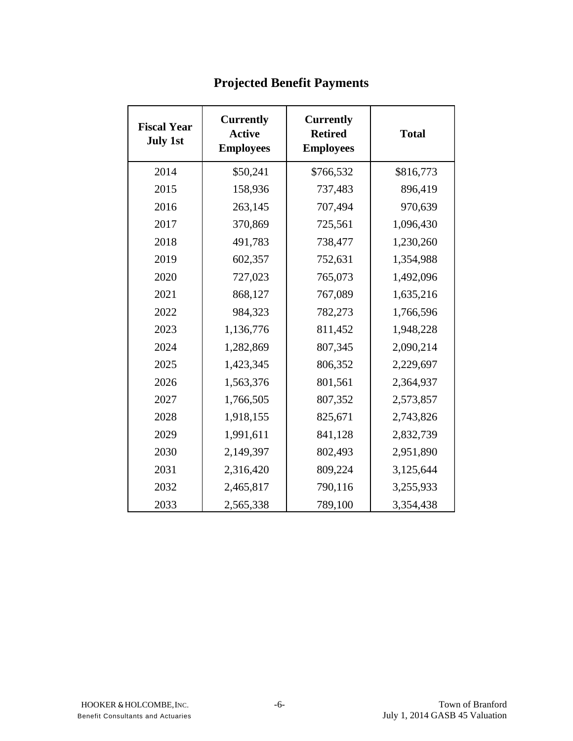## Projected Benefit Payments

| Fiscal Year July 1st | Currently Active Employees | Currently Retired Employees | Total |
|---|---|---|---|
| 2014 | $50,241 | $766,532 | $816,773 |
| 2015 | 158,936 | 737,483 | 896,419 |
| 2016 | 263,145 | 707,494 | 970,639 |
| 2017 | 370,869 | 725,561 | 1,096,430 |
| 2018 | 491,783 | 738,477 | 1,230,260 |
| 2019 | 602,357 | 752,631 | 1,354,988 |
| 2020 | 727,023 | 765,073 | 1,492,096 |
| 2021 | 868,127 | 767,089 | 1,635,216 |
| 2022 | 984,323 | 782,273 | 1,766,596 |
| 2023 | 1,136,776 | 811,452 | 1,948,228 |
| 2024 | 1,282,869 | 807,345 | 2,090,214 |
| 2025 | 1,423,345 | 806,352 | 2,229,697 |
| 2026 | 1,563,376 | 801,561 | 2,364,937 |
| 2027 | 1,766,505 | 807,352 | 2,573,857 |
| 2028 | 1,918,155 | 825,671 | 2,743,826 |
| 2029 | 1,991,611 | 841,128 | 2,832,739 |
| 2030 | 2,149,397 | 802,493 | 2,951,890 |
| 2031 | 2,316,420 | 809,224 | 3,125,644 |
| 2032 | 2,465,817 | 790,116 | 3,255,933 |
| 2033 | 2,565,338 | 789,100 | 3,354,438 |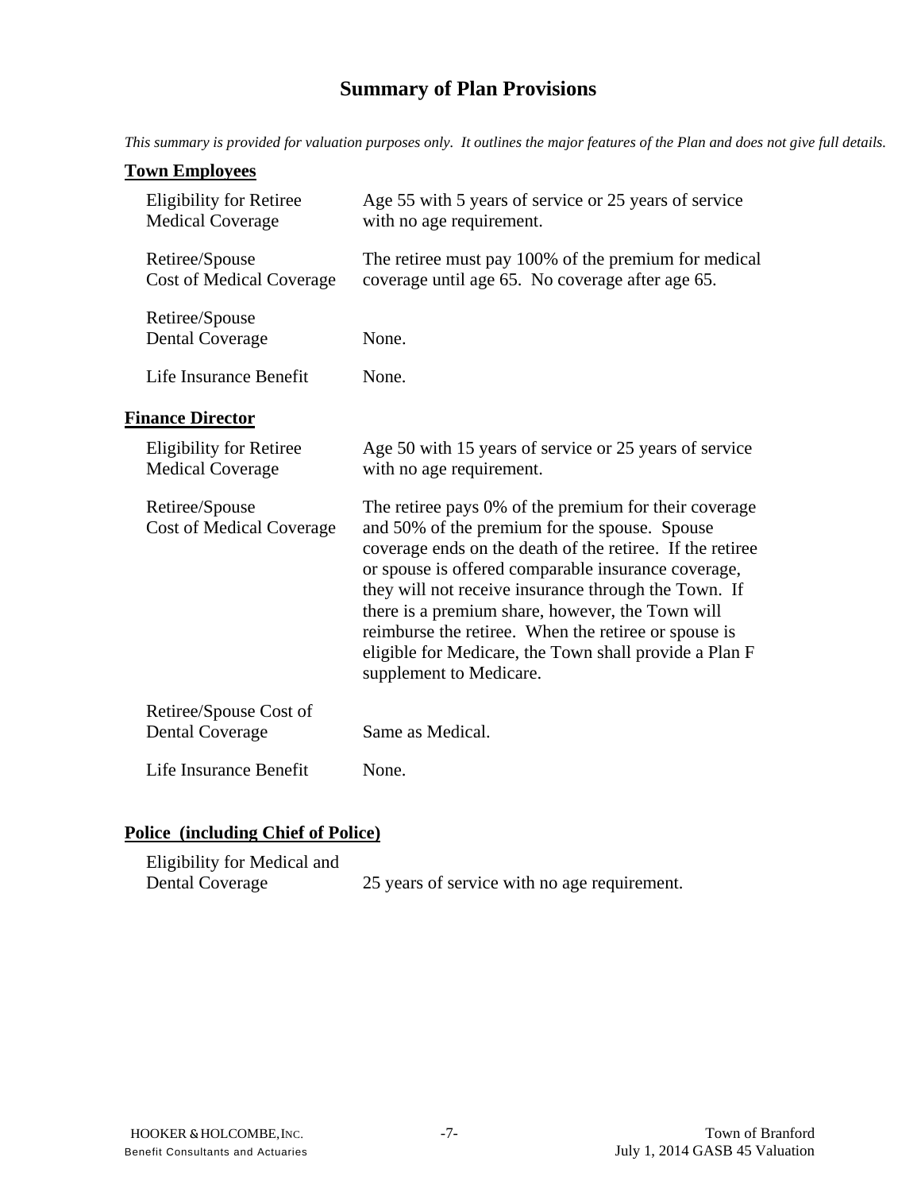# Summary of Plan Provisions

*This summary is provided for valuation purposes only. It outlines the major features of the Plan and does not give full details.*

**Town Employees**

| | |
|---|---|
| Eligibility for Retiree Medical Coverage | Age 55 with 5 years of service or 25 years of service with no age requirement. |
| Retiree/Spouse Cost of Medical Coverage | The retiree must pay 100% of the premium for medical coverage until age 65. No coverage after age 65. |
| Retiree/Spouse Dental Coverage | None. |
| Life Insurance Benefit | None. |

**Finance Director**

| | |
|---|---|
| Eligibility for Retiree Medical Coverage | Age 50 with 15 years of service or 25 years of service with no age requirement. |
| Retiree/Spouse Cost of Medical Coverage | The retiree pays 0% of the premium for their coverage and 50% of the premium for the spouse. Spouse coverage ends on the death of the retiree. If the retiree or spouse is offered comparable insurance coverage, they will not receive insurance through the Town. If there is a premium share, however, the Town will reimburse the retiree. When the retiree or spouse is eligible for Medicare, the Town shall provide a Plan F supplement to Medicare. |
| Retiree/Spouse Cost of Dental Coverage | Same as Medical. |
| Life Insurance Benefit | None. |

**Police (including Chief of Police)**

| | |
|---|---|
| Eligibility for Medical and Dental Coverage | 25 years of service with no age requirement. |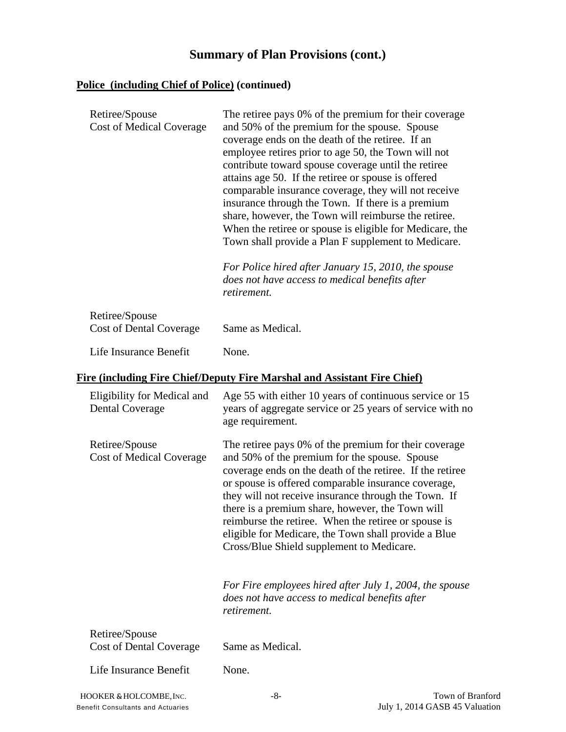# Summary of Plan Provisions (cont.)

**Police (including Chief of Police) (continued)**

| | |
|---|---|
| Retiree/Spouse Cost of Medical Coverage | The retiree pays 0% of the premium for their coverage and 50% of the premium for the spouse. Spouse coverage ends on the death of the retiree. If an employee retires prior to age 50, the Town will not contribute toward spouse coverage until the retiree attains age 50. If the retiree or spouse is offered comparable insurance coverage, they will not receive insurance through the Town. If there is a premium share, however, the Town will reimburse the retiree. When the retiree or spouse is eligible for Medicare, the Town shall provide a Plan F supplement to Medicare.<br><br>*For Police hired after January 15, 2010, the spouse does not have access to medical benefits after retirement.* |
| Retiree/Spouse Cost of Dental Coverage | Same as Medical. |
| Life Insurance Benefit | None. |

**Fire (including Fire Chief/Deputy Fire Marshal and Assistant Fire Chief)**

| | |
|---|---|
| Eligibility for Medical and Dental Coverage | Age 55 with either 10 years of continuous service or 15 years of aggregate service or 25 years of service with no age requirement. |
| Retiree/Spouse Cost of Medical Coverage | The retiree pays 0% of the premium for their coverage and 50% of the premium for the spouse. Spouse coverage ends on the death of the retiree. If the retiree or spouse is offered comparable insurance coverage, they will not receive insurance through the Town. If there is a premium share, however, the Town will reimburse the retiree. When the retiree or spouse is eligible for Medicare, the Town shall provide a Blue Cross/Blue Shield supplement to Medicare.<br><br>*For Fire employees hired after July 1, 2004, the spouse does not have access to medical benefits after retirement.* |
| Retiree/Spouse Cost of Dental Coverage | Same as Medical. |
| Life Insurance Benefit | None. |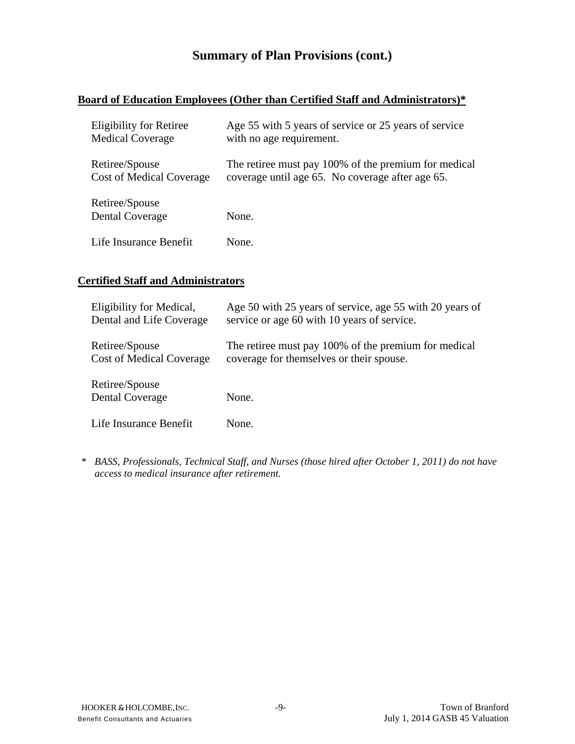# Summary of Plan Provisions (cont.)

**Board of Education Employees (Other than Certified Staff and Administrators)***

| | |
|---|---|
| Eligibility for Retiree Medical Coverage | Age 55 with 5 years of service or 25 years of service with no age requirement. |
| Retiree/Spouse Cost of Medical Coverage | The retiree must pay 100% of the premium for medical coverage until age 65. No coverage after age 65. |
| Retiree/Spouse Dental Coverage | None. |
| Life Insurance Benefit | None. |

**Certified Staff and Administrators**

| | |
|---|---|
| Eligibility for Medical, Dental and Life Coverage | Age 50 with 25 years of service, age 55 with 20 years of service or age 60 with 10 years of service. |
| Retiree/Spouse Cost of Medical Coverage | The retiree must pay 100% of the premium for medical coverage for themselves or their spouse. |
| Retiree/Spouse Dental Coverage | None. |
| Life Insurance Benefit | None. |

\* *BASS, Professionals, Technical Staff, and Nurses (those hired after October 1, 2011) do not have access to medical insurance after retirement.*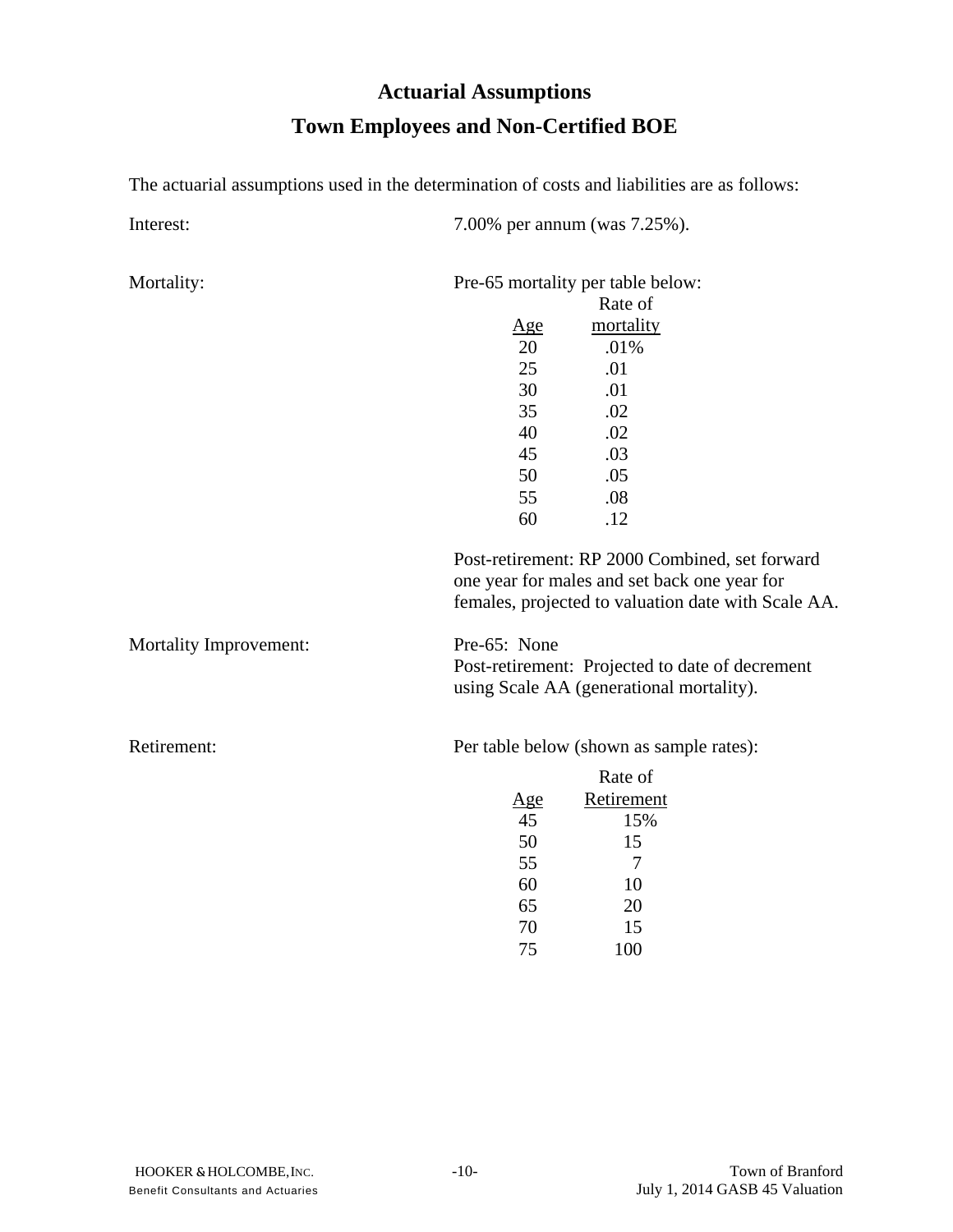# Actuarial Assumptions

## Town Employees and Non-Certified BOE

The actuarial assumptions used in the determination of costs and liabilities are as follows:

**Interest:** 7.00% per annum (was 7.25%).

**Mortality:** Pre-65 mortality per table below:

| Age | Rate of mortality |
|---|---|
| 20 | .01% |
| 25 | .01 |
| 30 | .01 |
| 35 | .02 |
| 40 | .02 |
| 45 | .03 |
| 50 | .05 |
| 55 | .08 |
| 60 | .12 |

Post-retirement: RP 2000 Combined, set forward one year for males and set back one year for females, projected to valuation date with Scale AA.

**Mortality Improvement:** Pre-65: None
Post-retirement: Projected to date of decrement using Scale AA (generational mortality).

**Retirement:** Per table below (shown as sample rates):

| Age | Rate of Retirement |
|---|---|
| 45 | 15% |
| 50 | 15 |
| 55 | 7 |
| 60 | 10 |
| 65 | 20 |
| 70 | 15 |
| 75 | 100 |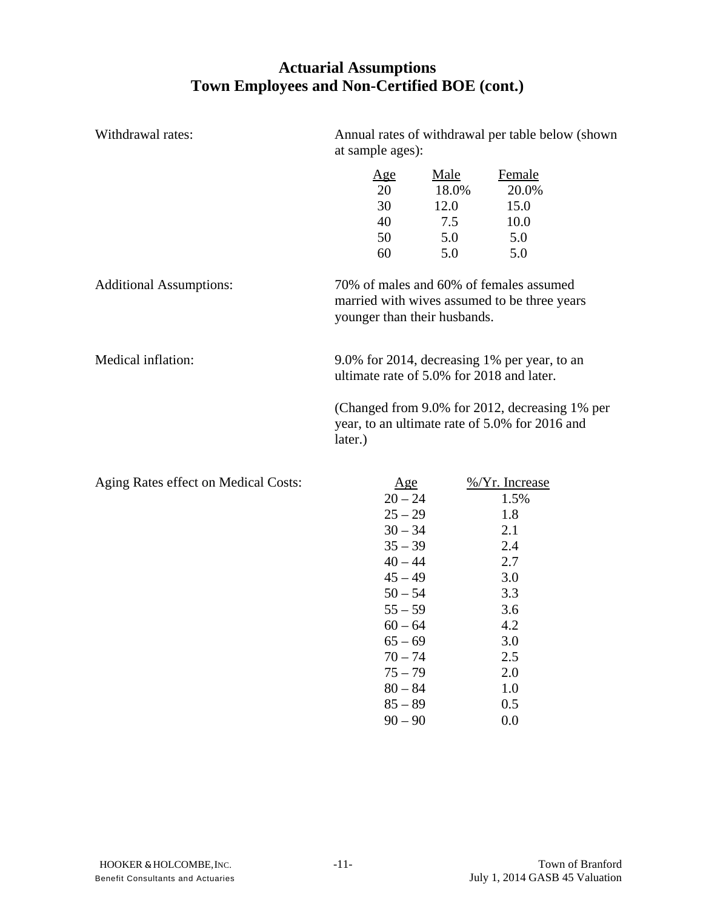# Actuarial Assumptions
## Town Employees and Non-Certified BOE (cont.)

**Withdrawal rates:**

Annual rates of withdrawal per table below (shown at sample ages):

| Age | Male | Female |
|---|---|---|
| 20 | 18.0% | 20.0% |
| 30 | 12.0 | 15.0 |
| 40 | 7.5 | 10.0 |
| 50 | 5.0 | 5.0 |
| 60 | 5.0 | 5.0 |

**Additional Assumptions:**

70% of males and 60% of females assumed married with wives assumed to be three years younger than their husbands.

**Medical inflation:**

9.0% for 2014, decreasing 1% per year, to an ultimate rate of 5.0% for 2018 and later.

(Changed from 9.0% for 2012, decreasing 1% per year, to an ultimate rate of 5.0% for 2016 and later.)

**Aging Rates effect on Medical Costs:**

| Age | %/Yr. Increase |
|---|---|
| 20 – 24 | 1.5% |
| 25 – 29 | 1.8 |
| 30 – 34 | 2.1 |
| 35 – 39 | 2.4 |
| 40 – 44 | 2.7 |
| 45 – 49 | 3.0 |
| 50 – 54 | 3.3 |
| 55 – 59 | 3.6 |
| 60 – 64 | 4.2 |
| 65 – 69 | 3.0 |
| 70 – 74 | 2.5 |
| 75 – 79 | 2.0 |
| 80 – 84 | 1.0 |
| 85 – 89 | 0.5 |
| 90 – 90 | 0.0 |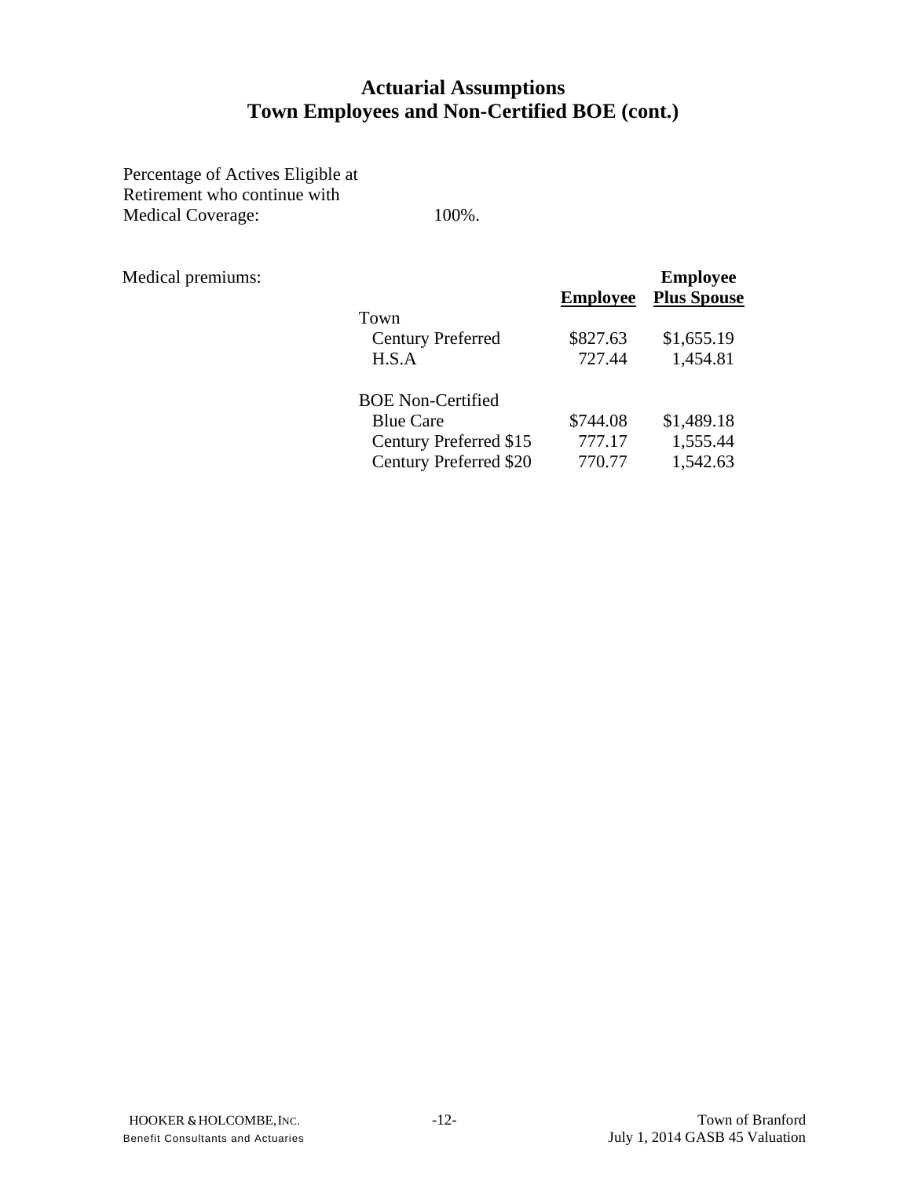# Actuarial Assumptions
## Town Employees and Non-Certified BOE (cont.)

Percentage of Actives Eligible at Retirement who continue with Medical Coverage: 100%.

Medical premiums:

| | Employee | Employee Plus Spouse |
|---|---|---|
| Town | | |
| Century Preferred | $827.63 | $1,655.19 |
| H.S.A | 727.44 | 1,454.81 |
| | | |
| BOE Non-Certified | | |
| Blue Care | $744.08 | $1,489.18 |
| Century Preferred $15 | 777.17 | 1,555.44 |
| Century Preferred $20 | 770.77 | 1,542.63 |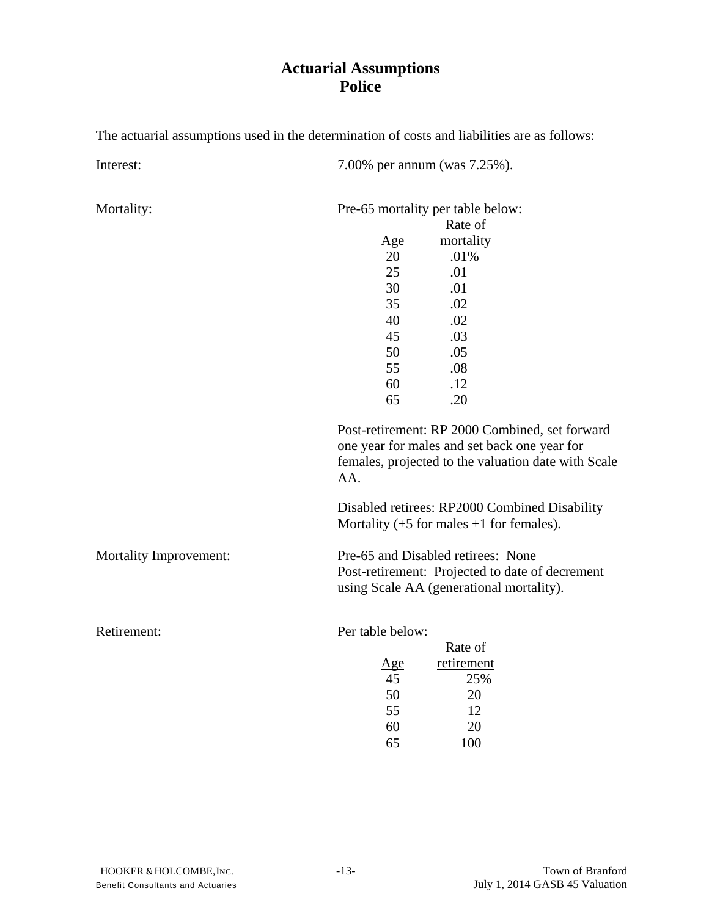# Actuarial Assumptions
## Police

The actuarial assumptions used in the determination of costs and liabilities are as follows:

**Interest:** 7.00% per annum (was 7.25%).

**Mortality:** Pre-65 mortality per table below:

| Age | Rate of mortality |
|---|---|
| 20 | .01% |
| 25 | .01 |
| 30 | .01 |
| 35 | .02 |
| 40 | .02 |
| 45 | .03 |
| 50 | .05 |
| 55 | .08 |
| 60 | .12 |
| 65 | .20 |

Post-retirement: RP 2000 Combined, set forward one year for males and set back one year for females, projected to the valuation date with Scale AA.

Disabled retirees: RP2000 Combined Disability Mortality (+5 for males +1 for females).

**Mortality Improvement:** Pre-65 and Disabled retirees: None
Post-retirement: Projected to date of decrement using Scale AA (generational mortality).

**Retirement:** Per table below:

| Age | Rate of retirement |
|---|---|
| 45 | 25% |
| 50 | 20 |
| 55 | 12 |
| 60 | 20 |
| 65 | 100 |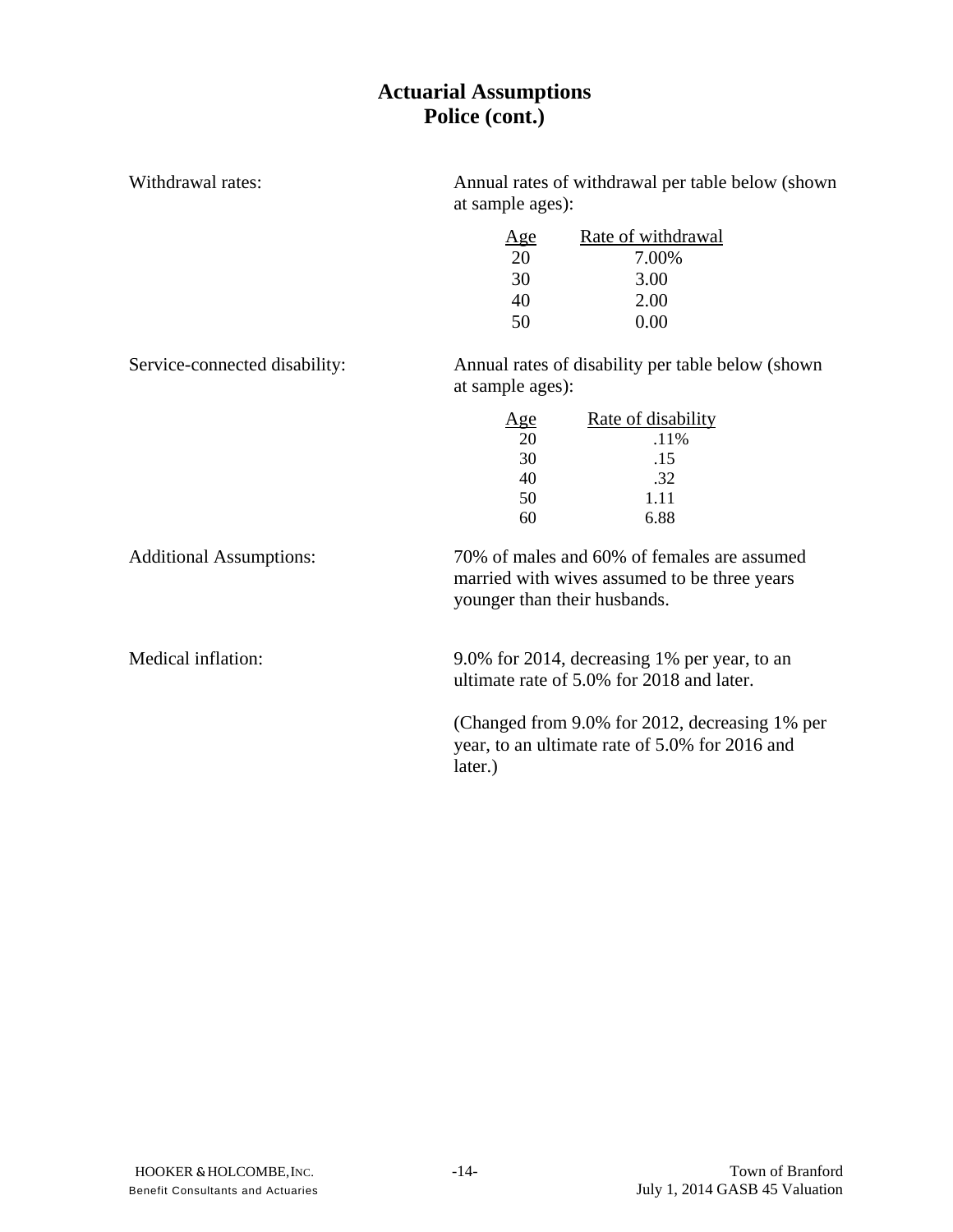# Actuarial Assumptions
## Police (cont.)

**Withdrawal rates:**

Annual rates of withdrawal per table below (shown at sample ages):

| Age | Rate of withdrawal |
|---|---|
| 20 | 7.00% |
| 30 | 3.00 |
| 40 | 2.00 |
| 50 | 0.00 |

**Service-connected disability:**

Annual rates of disability per table below (shown at sample ages):

| Age | Rate of disability |
|---|---|
| 20 | .11% |
| 30 | .15 |
| 40 | .32 |
| 50 | 1.11 |
| 60 | 6.88 |

**Additional Assumptions:**

70% of males and 60% of females are assumed married with wives assumed to be three years younger than their husbands.

**Medical inflation:**

9.0% for 2014, decreasing 1% per year, to an ultimate rate of 5.0% for 2018 and later.

(Changed from 9.0% for 2012, decreasing 1% per year, to an ultimate rate of 5.0% for 2016 and later.)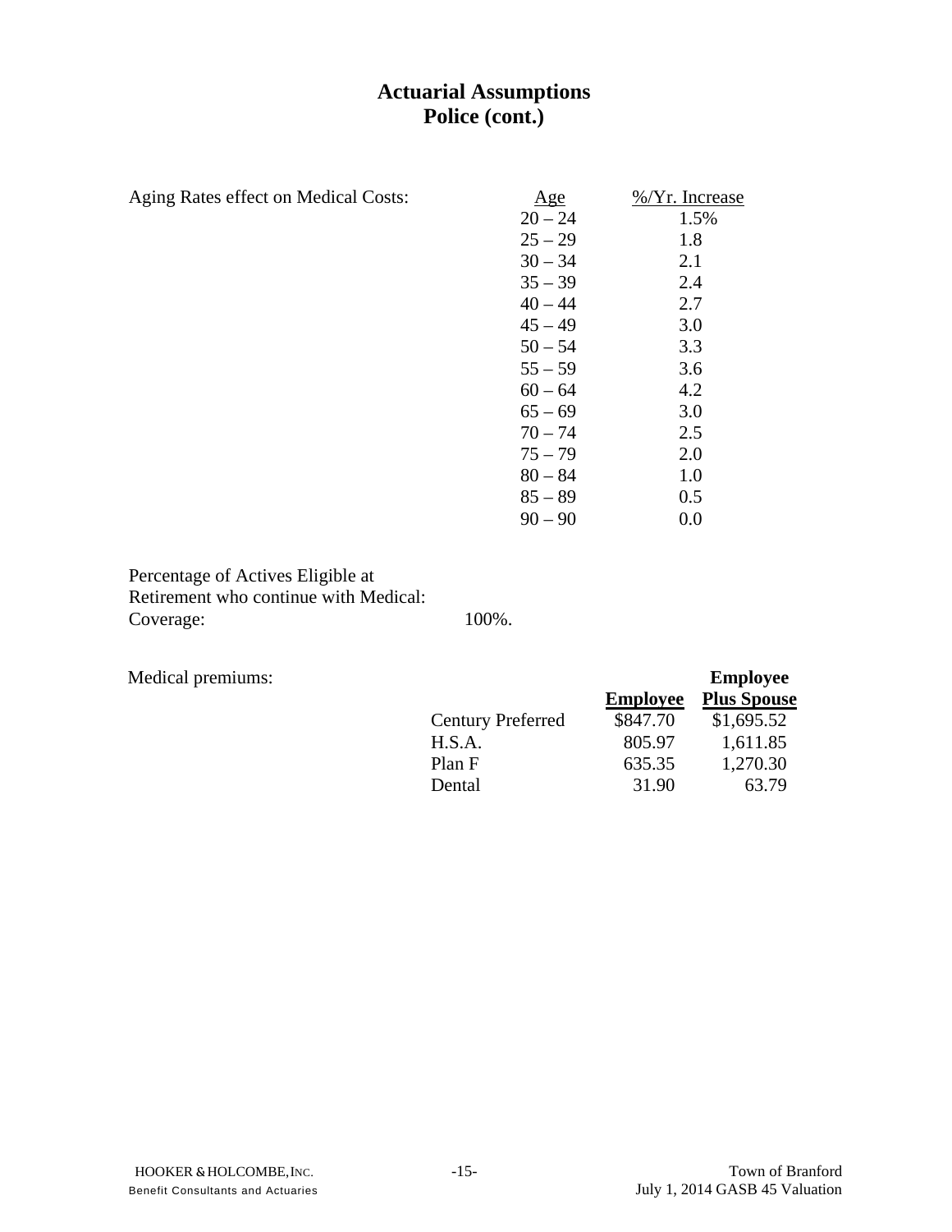# Actuarial Assumptions
## Police (cont.)

Aging Rates effect on Medical Costs:

| Age | %/Yr. Increase |
|---|---|
| 20 – 24 | 1.5% |
| 25 – 29 | 1.8 |
| 30 – 34 | 2.1 |
| 35 – 39 | 2.4 |
| 40 – 44 | 2.7 |
| 45 – 49 | 3.0 |
| 50 – 54 | 3.3 |
| 55 – 59 | 3.6 |
| 60 – 64 | 4.2 |
| 65 – 69 | 3.0 |
| 70 – 74 | 2.5 |
| 75 – 79 | 2.0 |
| 80 – 84 | 1.0 |
| 85 – 89 | 0.5 |
| 90 – 90 | 0.0 |

Percentage of Actives Eligible at Retirement who continue with Medical: Coverage: 100%.

Medical premiums:

| | **Employee** | **Employee Plus Spouse** |
|---|---|---|
| Century Preferred | $847.70 | $1,695.52 |
| H.S.A. | 805.97 | 1,611.85 |
| Plan F | 635.35 | 1,270.30 |
| Dental | 31.90 | 63.79 |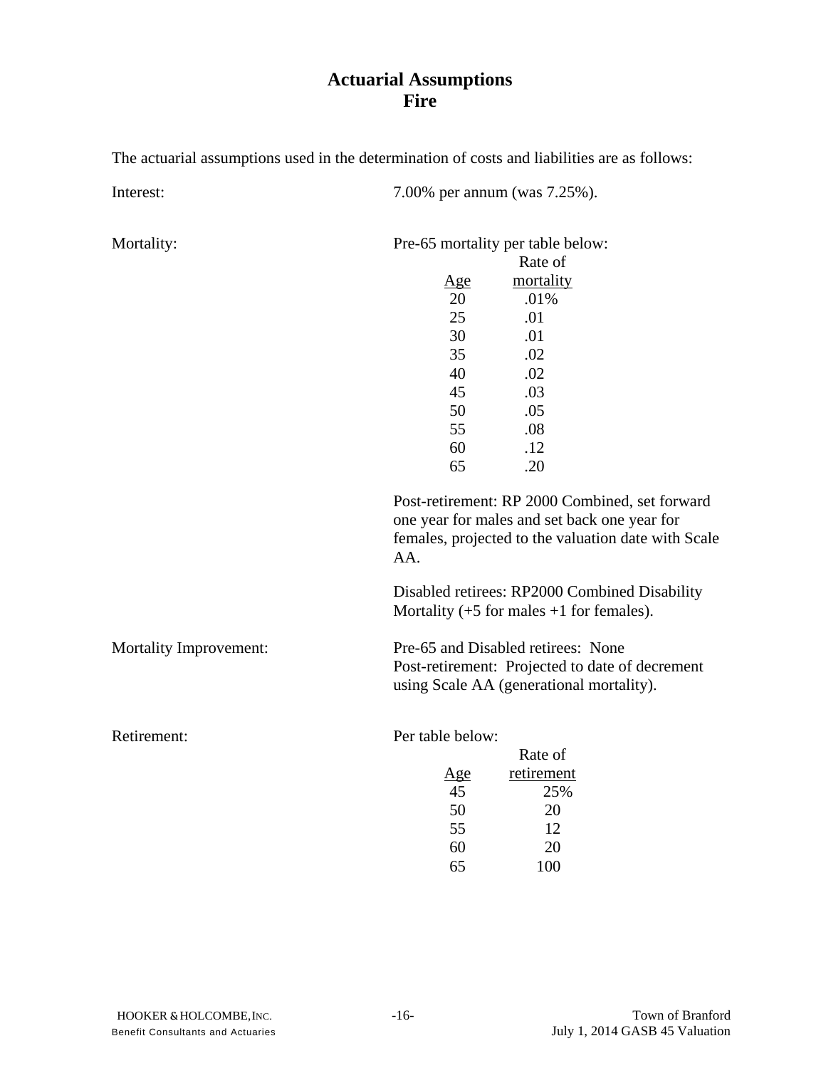# Actuarial Assumptions
## Fire

The actuarial assumptions used in the determination of costs and liabilities are as follows:

**Interest:** 7.00% per annum (was 7.25%).

**Mortality:** Pre-65 mortality per table below:

| Age | Rate of mortality |
|---|---|
| 20 | .01% |
| 25 | .01 |
| 30 | .01 |
| 35 | .02 |
| 40 | .02 |
| 45 | .03 |
| 50 | .05 |
| 55 | .08 |
| 60 | .12 |
| 65 | .20 |

Post-retirement: RP 2000 Combined, set forward one year for males and set back one year for females, projected to the valuation date with Scale AA.

Disabled retirees: RP2000 Combined Disability Mortality (+5 for males +1 for females).

**Mortality Improvement:** Pre-65 and Disabled retirees: None
Post-retirement: Projected to date of decrement using Scale AA (generational mortality).

**Retirement:** Per table below:

| Age | Rate of retirement |
|---|---|
| 45 | 25% |
| 50 | 20 |
| 55 | 12 |
| 60 | 20 |
| 65 | 100 |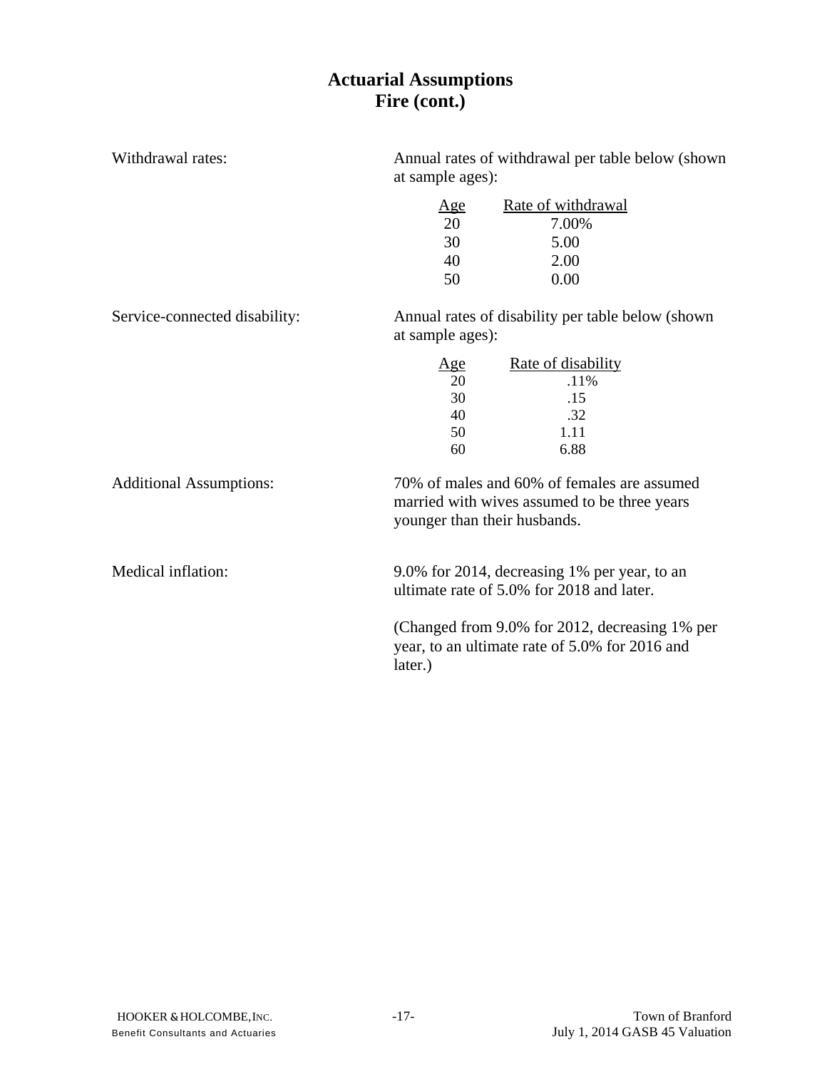# Actuarial Assumptions
## Fire (cont.)

Withdrawal rates: Annual rates of withdrawal per table below (shown at sample ages):

| Age | Rate of withdrawal |
|---|---|
| 20 | 7.00% |
| 30 | 5.00 |
| 40 | 2.00 |
| 50 | 0.00 |

Service-connected disability: Annual rates of disability per table below (shown at sample ages):

| Age | Rate of disability |
|---|---|
| 20 | .11% |
| 30 | .15 |
| 40 | .32 |
| 50 | 1.11 |
| 60 | 6.88 |

Additional Assumptions: 70% of males and 60% of females are assumed married with wives assumed to be three years younger than their husbands.

Medical inflation: 9.0% for 2014, decreasing 1% per year, to an ultimate rate of 5.0% for 2018 and later.

(Changed from 9.0% for 2012, decreasing 1% per year, to an ultimate rate of 5.0% for 2016 and later.)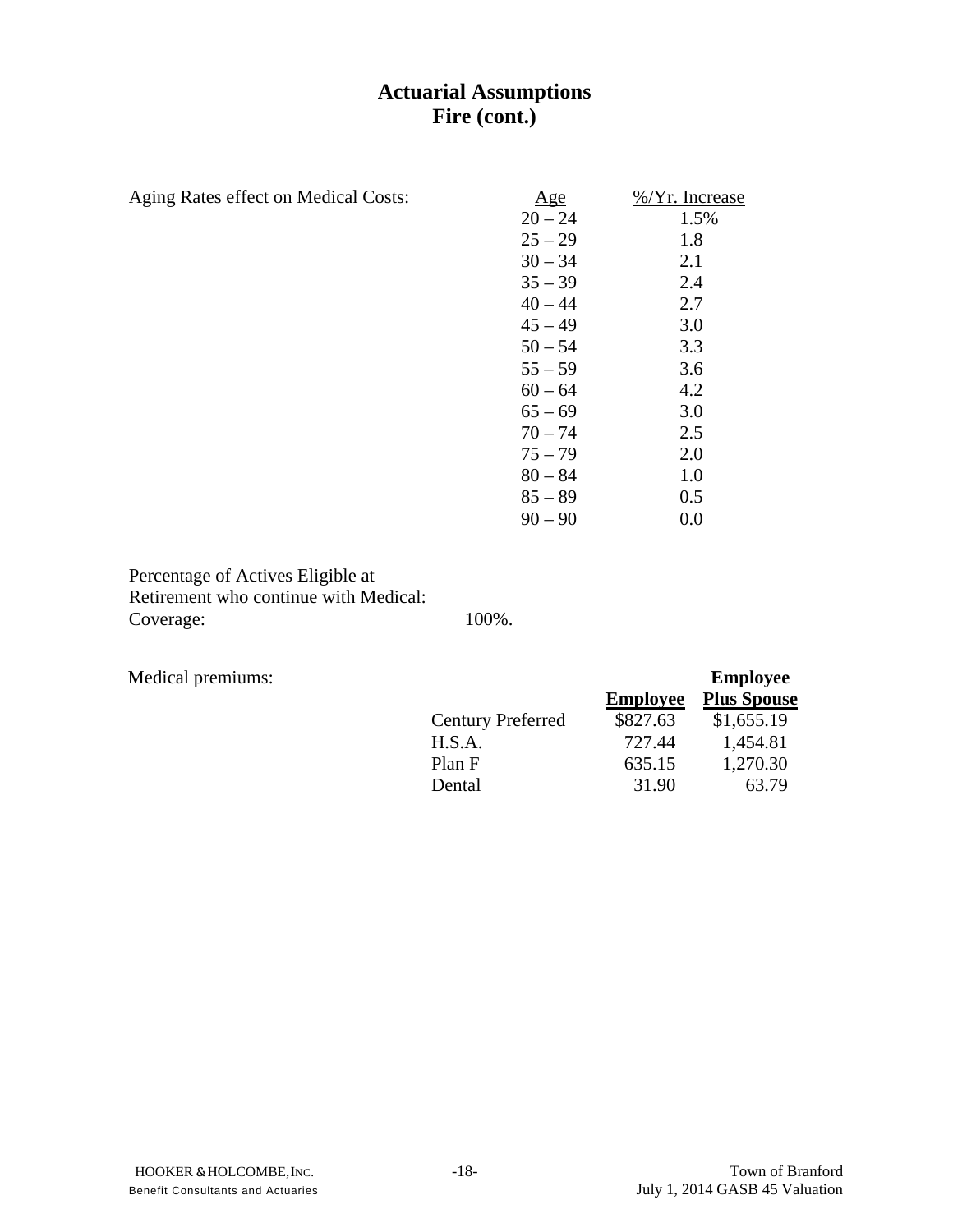# Actuarial Assumptions
## Fire (cont.)

Aging Rates effect on Medical Costs:

| Age | %/Yr. Increase |
|---|---|
| 20 – 24 | 1.5% |
| 25 – 29 | 1.8 |
| 30 – 34 | 2.1 |
| 35 – 39 | 2.4 |
| 40 – 44 | 2.7 |
| 45 – 49 | 3.0 |
| 50 – 54 | 3.3 |
| 55 – 59 | 3.6 |
| 60 – 64 | 4.2 |
| 65 – 69 | 3.0 |
| 70 – 74 | 2.5 |
| 75 – 79 | 2.0 |
| 80 – 84 | 1.0 |
| 85 – 89 | 0.5 |
| 90 – 90 | 0.0 |

Percentage of Actives Eligible at Retirement who continue with Medical: Coverage: 100%.

Medical premiums:

| | Employee | Employee Plus Spouse |
|---|---|---|
| Century Preferred | $827.63 | $1,655.19 |
| H.S.A. | 727.44 | 1,454.81 |
| Plan F | 635.15 | 1,270.30 |
| Dental | 31.90 | 63.79 |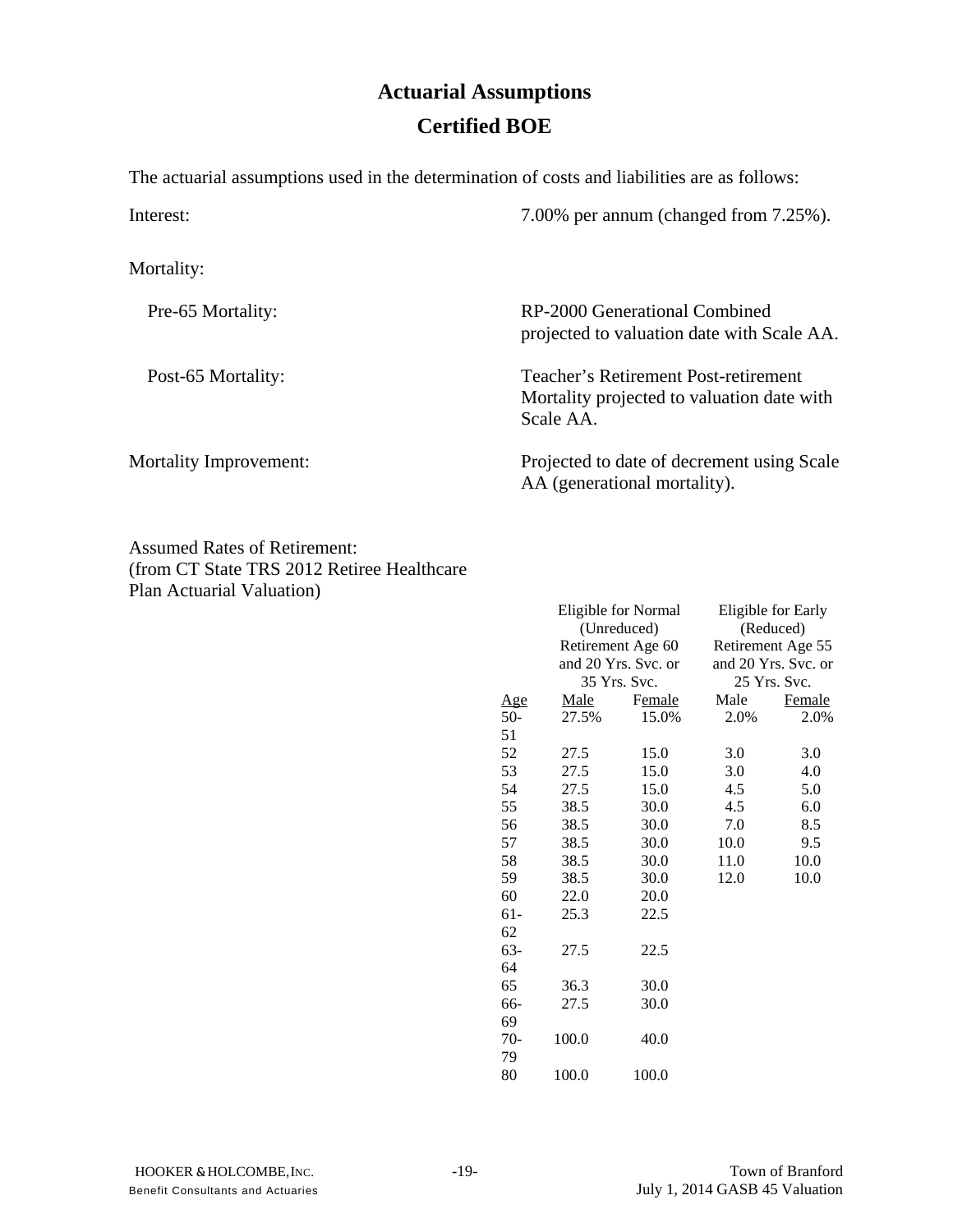# Actuarial Assumptions

## Certified BOE

The actuarial assumptions used in the determination of costs and liabilities are as follows:

Interest: 7.00% per annum (changed from 7.25%).

Mortality:

Pre-65 Mortality: RP-2000 Generational Combined projected to valuation date with Scale AA.

Post-65 Mortality: Teacher's Retirement Post-retirement Mortality projected to valuation date with Scale AA.

Mortality Improvement: Projected to date of decrement using Scale AA (generational mortality).

Assumed Rates of Retirement:
(from CT State TRS 2012 Retiree Healthcare Plan Actuarial Valuation)

| | Eligible for Normal (Unreduced) Retirement Age 60 and 20 Yrs. Svc. or 35 Yrs. Svc. | | Eligible for Early (Reduced) Retirement Age 55 and 20 Yrs. Svc. or 25 Yrs. Svc. | |
|---|---|---|---|---|
| Age | Male | Female | Male | Female |
| 50-51 | 27.5% | 15.0% | 2.0% | 2.0% |
| 52 | 27.5 | 15.0 | 3.0 | 3.0 |
| 53 | 27.5 | 15.0 | 3.0 | 4.0 |
| 54 | 27.5 | 15.0 | 4.5 | 5.0 |
| 55 | 38.5 | 30.0 | 4.5 | 6.0 |
| 56 | 38.5 | 30.0 | 7.0 | 8.5 |
| 57 | 38.5 | 30.0 | 10.0 | 9.5 |
| 58 | 38.5 | 30.0 | 11.0 | 10.0 |
| 59 | 38.5 | 30.0 | 12.0 | 10.0 |
| 60 | 22.0 | 20.0 | | |
| 61-62 | 25.3 | 22.5 | | |
| 63-64 | 27.5 | 22.5 | | |
| 65 | 36.3 | 30.0 | | |
| 66-69 | 27.5 | 30.0 | | |
| 70-79 | 100.0 | 40.0 | | |
| 80 | 100.0 | 100.0 | | |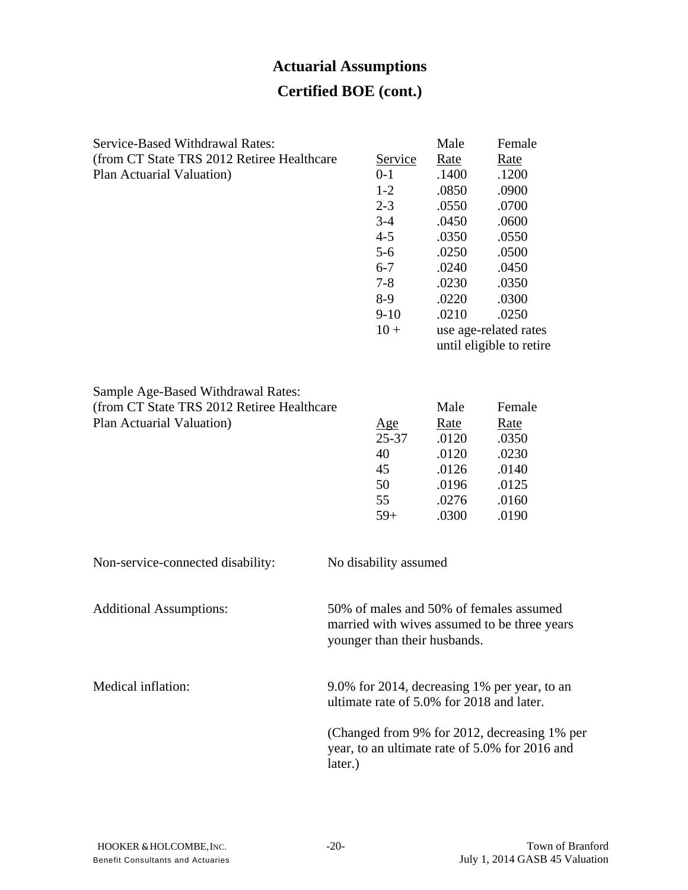# Actuarial Assumptions

## Certified BOE (cont.)

Service-Based Withdrawal Rates:
(from CT State TRS 2012 Retiree Healthcare Plan Actuarial Valuation)

| Service | Male Rate | Female Rate |
|---|---|---|
| 0-1 | .1400 | .1200 |
| 1-2 | .0850 | .0900 |
| 2-3 | .0550 | .0700 |
| 3-4 | .0450 | .0600 |
| 4-5 | .0350 | .0550 |
| 5-6 | .0250 | .0500 |
| 6-7 | .0240 | .0450 |
| 7-8 | .0230 | .0350 |
| 8-9 | .0220 | .0300 |
| 9-10 | .0210 | .0250 |
| 10 + | use age-related rates until eligible to retire | |

Sample Age-Based Withdrawal Rates:
(from CT State TRS 2012 Retiree Healthcare Plan Actuarial Valuation)

| Age | Male Rate | Female Rate |
|---|---|---|
| 25-37 | .0120 | .0350 |
| 40 | .0120 | .0230 |
| 45 | .0126 | .0140 |
| 50 | .0196 | .0125 |
| 55 | .0276 | .0160 |
| 59+ | .0300 | .0190 |

Non-service-connected disability: No disability assumed

Additional Assumptions: 50% of males and 50% of females assumed married with wives assumed to be three years younger than their husbands.

Medical inflation: 9.0% for 2014, decreasing 1% per year, to an ultimate rate of 5.0% for 2018 and later.

(Changed from 9% for 2012, decreasing 1% per year, to an ultimate rate of 5.0% for 2016 and later.)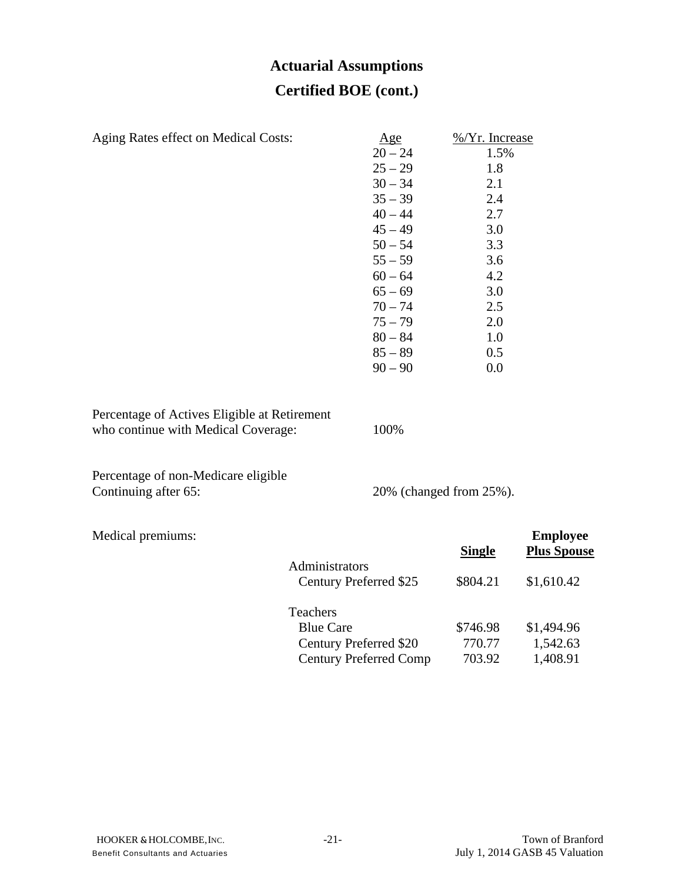# Actuarial Assumptions

## Certified BOE (cont.)

Aging Rates effect on Medical Costs:

| Age | %/Yr. Increase |
|---|---|
| 20 – 24 | 1.5% |
| 25 – 29 | 1.8 |
| 30 – 34 | 2.1 |
| 35 – 39 | 2.4 |
| 40 – 44 | 2.7 |
| 45 – 49 | 3.0 |
| 50 – 54 | 3.3 |
| 55 – 59 | 3.6 |
| 60 – 64 | 4.2 |
| 65 – 69 | 3.0 |
| 70 – 74 | 2.5 |
| 75 – 79 | 2.0 |
| 80 – 84 | 1.0 |
| 85 – 89 | 0.5 |
| 90 – 90 | 0.0 |

Percentage of Actives Eligible at Retirement who continue with Medical Coverage: 100%

Percentage of non-Medicare eligible Continuing after 65: 20% (changed from 25%).

Medical premiums:

| | Single | Employee Plus Spouse |
|---|---|---|
| Administrators | | |
| Century Preferred $25 | $804.21 | $1,610.42 |
| Teachers | | |
| Blue Care | $746.98 | $1,494.96 |
| Century Preferred $20 | 770.77 | 1,542.63 |
| Century Preferred Comp | 703.92 | 1,408.91 |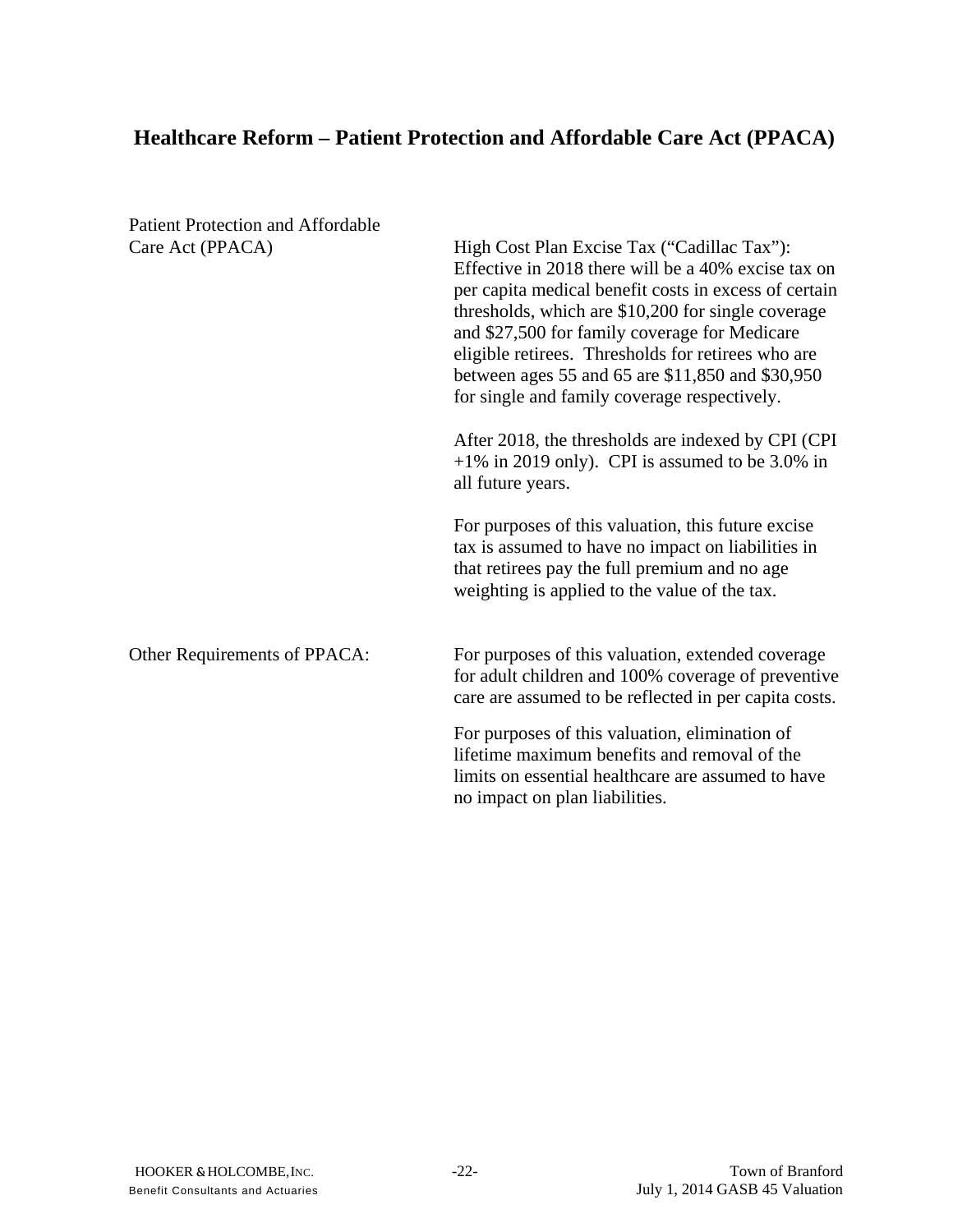## Healthcare Reform – Patient Protection and Affordable Care Act (PPACA)

| | |
|---|---|
| Patient Protection and Affordable Care Act (PPACA) | High Cost Plan Excise Tax ("Cadillac Tax"): Effective in 2018 there will be a 40% excise tax on per capita medical benefit costs in excess of certain thresholds, which are $10,200 for single coverage and $27,500 for family coverage for Medicare eligible retirees. Thresholds for retirees who are between ages 55 and 65 are $11,850 and $30,950 for single and family coverage respectively.<br><br>After 2018, the thresholds are indexed by CPI (CPI +1% in 2019 only). CPI is assumed to be 3.0% in all future years.<br><br>For purposes of this valuation, this future excise tax is assumed to have no impact on liabilities in that retirees pay the full premium and no age weighting is applied to the value of the tax. |
| Other Requirements of PPACA: | For purposes of this valuation, extended coverage for adult children and 100% coverage of preventive care are assumed to be reflected in per capita costs.<br><br>For purposes of this valuation, elimination of lifetime maximum benefits and removal of the limits on essential healthcare are assumed to have no impact on plan liabilities. |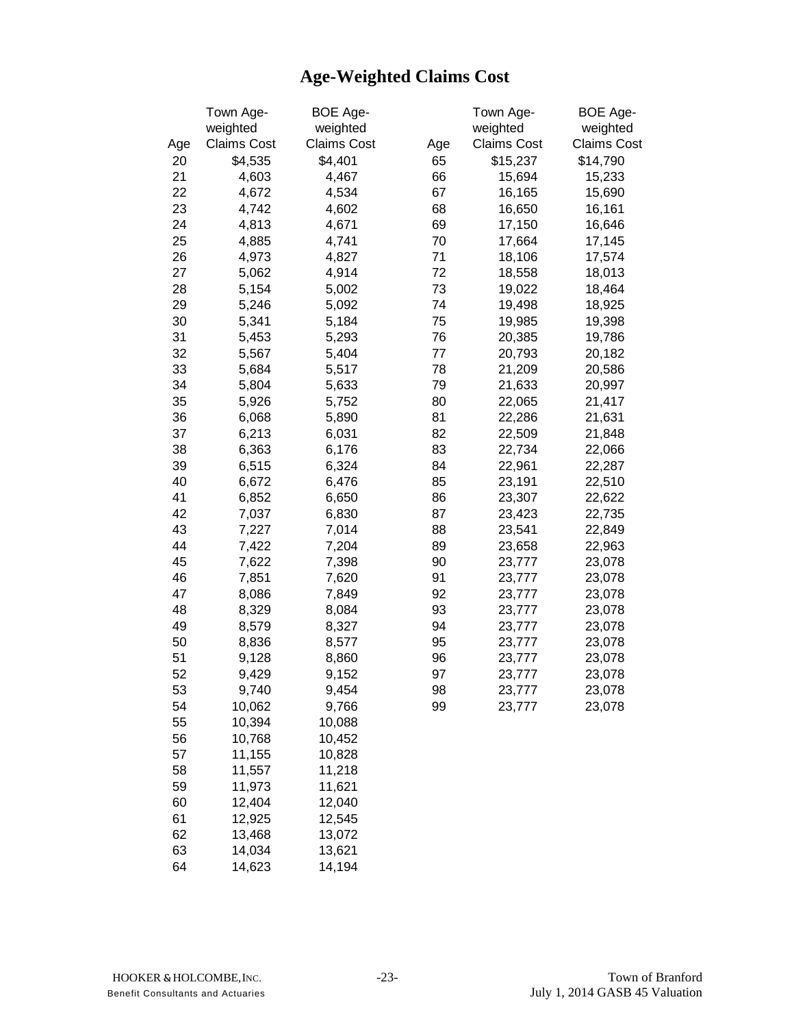# Age-Weighted Claims Cost

| Age | Town Age-weighted Claims Cost | BOE Age-weighted Claims Cost | Age | Town Age-weighted Claims Cost | BOE Age-weighted Claims Cost |
|---|---|---|---|---|---|
| 20 | $4,535 | $4,401 | 65 | $15,237 | $14,790 |
| 21 | 4,603 | 4,467 | 66 | 15,694 | 15,233 |
| 22 | 4,672 | 4,534 | 67 | 16,165 | 15,690 |
| 23 | 4,742 | 4,602 | 68 | 16,650 | 16,161 |
| 24 | 4,813 | 4,671 | 69 | 17,150 | 16,646 |
| 25 | 4,885 | 4,741 | 70 | 17,664 | 17,145 |
| 26 | 4,973 | 4,827 | 71 | 18,106 | 17,574 |
| 27 | 5,062 | 4,914 | 72 | 18,558 | 18,013 |
| 28 | 5,154 | 5,002 | 73 | 19,022 | 18,464 |
| 29 | 5,246 | 5,092 | 74 | 19,498 | 18,925 |
| 30 | 5,341 | 5,184 | 75 | 19,985 | 19,398 |
| 31 | 5,453 | 5,293 | 76 | 20,385 | 19,786 |
| 32 | 5,567 | 5,404 | 77 | 20,793 | 20,182 |
| 33 | 5,684 | 5,517 | 78 | 21,209 | 20,586 |
| 34 | 5,804 | 5,633 | 79 | 21,633 | 20,997 |
| 35 | 5,926 | 5,752 | 80 | 22,065 | 21,417 |
| 36 | 6,068 | 5,890 | 81 | 22,286 | 21,631 |
| 37 | 6,213 | 6,031 | 82 | 22,509 | 21,848 |
| 38 | 6,363 | 6,176 | 83 | 22,734 | 22,066 |
| 39 | 6,515 | 6,324 | 84 | 22,961 | 22,287 |
| 40 | 6,672 | 6,476 | 85 | 23,191 | 22,510 |
| 41 | 6,852 | 6,650 | 86 | 23,307 | 22,622 |
| 42 | 7,037 | 6,830 | 87 | 23,423 | 22,735 |
| 43 | 7,227 | 7,014 | 88 | 23,541 | 22,849 |
| 44 | 7,422 | 7,204 | 89 | 23,658 | 22,963 |
| 45 | 7,622 | 7,398 | 90 | 23,777 | 23,078 |
| 46 | 7,851 | 7,620 | 91 | 23,777 | 23,078 |
| 47 | 8,086 | 7,849 | 92 | 23,777 | 23,078 |
| 48 | 8,329 | 8,084 | 93 | 23,777 | 23,078 |
| 49 | 8,579 | 8,327 | 94 | 23,777 | 23,078 |
| 50 | 8,836 | 8,577 | 95 | 23,777 | 23,078 |
| 51 | 9,128 | 8,860 | 96 | 23,777 | 23,078 |
| 52 | 9,429 | 9,152 | 97 | 23,777 | 23,078 |
| 53 | 9,740 | 9,454 | 98 | 23,777 | 23,078 |
| 54 | 10,062 | 9,766 | 99 | 23,777 | 23,078 |
| 55 | 10,394 | 10,088 | | | |
| 56 | 10,768 | 10,452 | | | |
| 57 | 11,155 | 10,828 | | | |
| 58 | 11,557 | 11,218 | | | |
| 59 | 11,973 | 11,621 | | | |
| 60 | 12,404 | 12,040 | | | |
| 61 | 12,925 | 12,545 | | | |
| 62 | 13,468 | 13,072 | | | |
| 63 | 14,034 | 13,621 | | | |
| 64 | 14,623 | 14,194 | | | |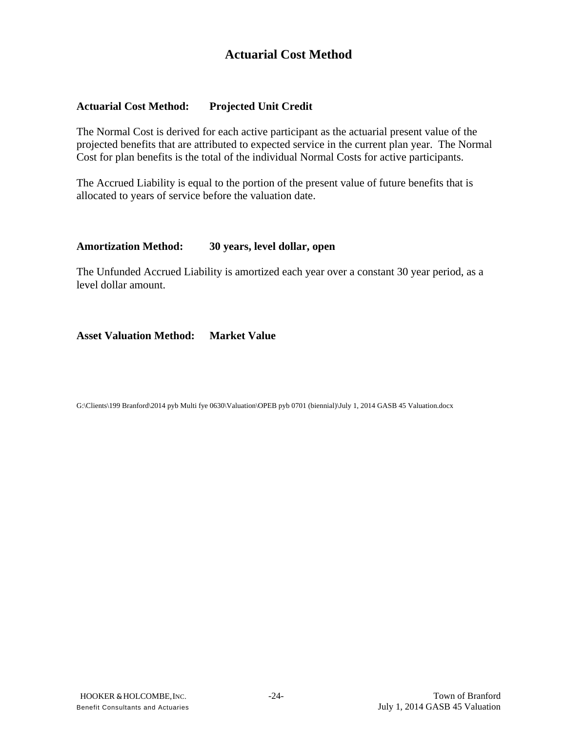# Actuarial Cost Method

**Actuarial Cost Method: Projected Unit Credit**

The Normal Cost is derived for each active participant as the actuarial present value of the projected benefits that are attributed to expected service in the current plan year. The Normal Cost for plan benefits is the total of the individual Normal Costs for active participants.

The Accrued Liability is equal to the portion of the present value of future benefits that is allocated to years of service before the valuation date.

**Amortization Method: 30 years, level dollar, open**

The Unfunded Accrued Liability is amortized each year over a constant 30 year period, as a level dollar amount.

**Asset Valuation Method: Market Value**

G:\Clients\199 Branford\2014 pyb Multi fye 0630\Valuation\OPEB pyb 0701 (biennial)\July 1, 2014 GASB 45 Valuation.docx